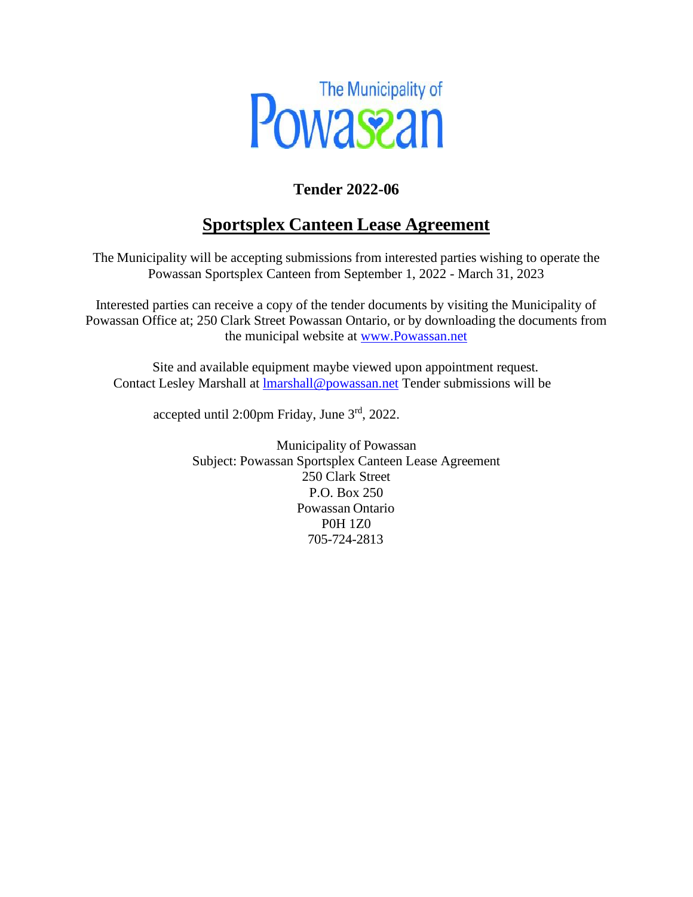The Municipality of Powassan

# Tender 2022-06

## Sportsplex Canteen Lease Agreement

The Municipality will be accepting submissions from interested parties wishing to operate the Powassan Sportsplex Canteen from September 1, 2022 - March 31, 2023

Interested parties can receive a copy of the tender documents by visiting the Municipality of Powassan Office at; 250 Clark Street Powassan Ontario, or by downloading the documents from the municipal website at www.Powassan.net

Site and available equipment maybe viewed upon appointment request. Contact Lesley Marshall at lmarshall@powassan.net Tender submissions will be

accepted until 2:00pm Friday, June 3rd, 2022.

Municipality of Powassan
Subject: Powassan Sportsplex Canteen Lease Agreement
250 Clark Street
P.O. Box 250
Powassan Ontario
P0H 1Z0
705-724-2813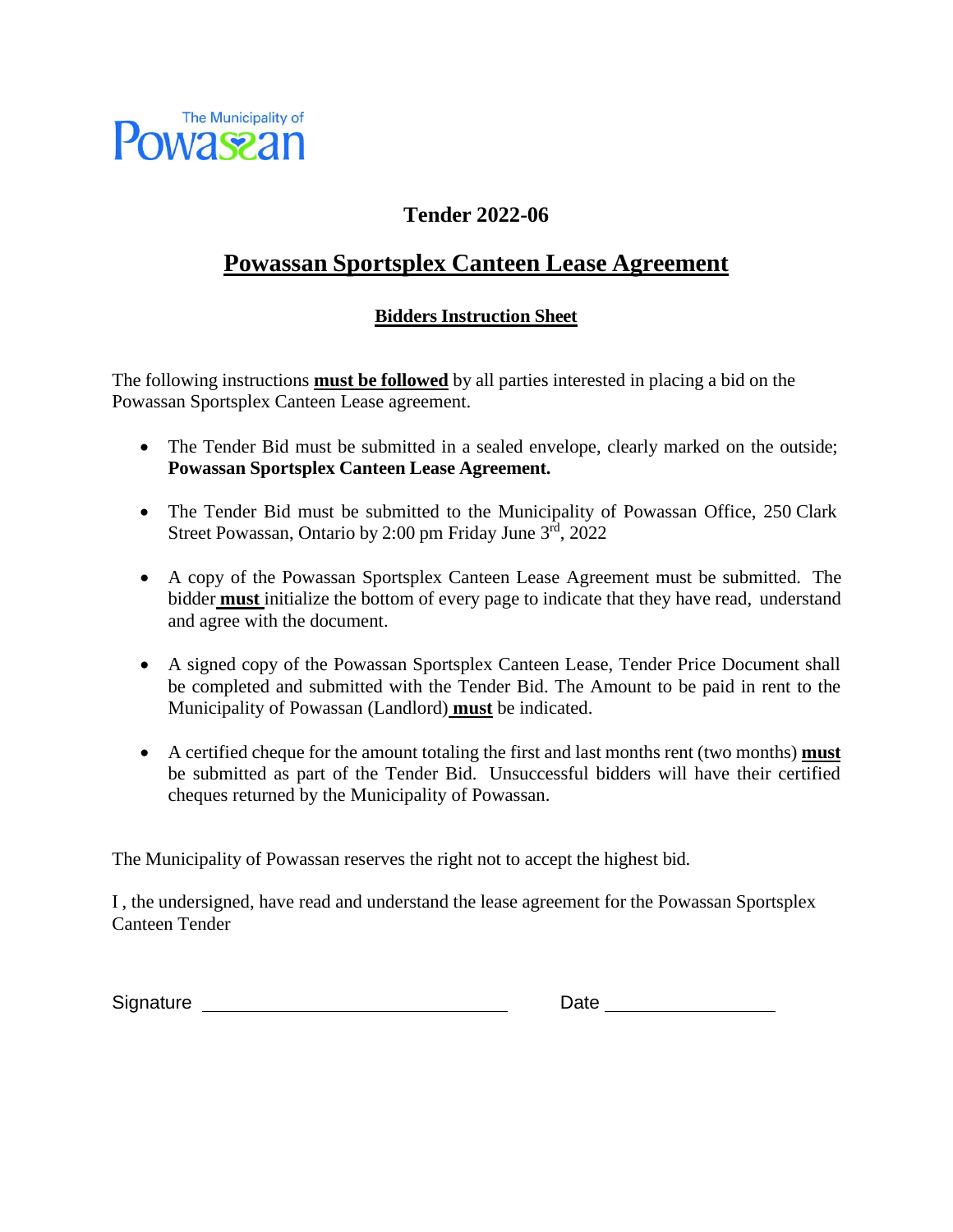The Municipality of Powassan

# Tender 2022-06

## Powassan Sportsplex Canteen Lease Agreement

### Bidders Instruction Sheet

The following instructions **must be followed** by all parties interested in placing a bid on the Powassan Sportsplex Canteen Lease agreement.

- The Tender Bid must be submitted in a sealed envelope, clearly marked on the outside; **Powassan Sportsplex Canteen Lease Agreement.**
- The Tender Bid must be submitted to the Municipality of Powassan Office, 250 Clark Street Powassan, Ontario by 2:00 pm Friday June 3rd, 2022
- A copy of the Powassan Sportsplex Canteen Lease Agreement must be submitted. The bidder **must** initialize the bottom of every page to indicate that they have read, understand and agree with the document.
- A signed copy of the Powassan Sportsplex Canteen Lease, Tender Price Document shall be completed and submitted with the Tender Bid. The Amount to be paid in rent to the Municipality of Powassan (Landlord) **must** be indicated.
- A certified cheque for the amount totaling the first and last months rent (two months) **must** be submitted as part of the Tender Bid. Unsuccessful bidders will have their certified cheques returned by the Municipality of Powassan.

The Municipality of Powassan reserves the right not to accept the highest bid.

I , the undersigned, have read and understand the lease agreement for the Powassan Sportsplex Canteen Tender

Signature ______________________________ Date ________________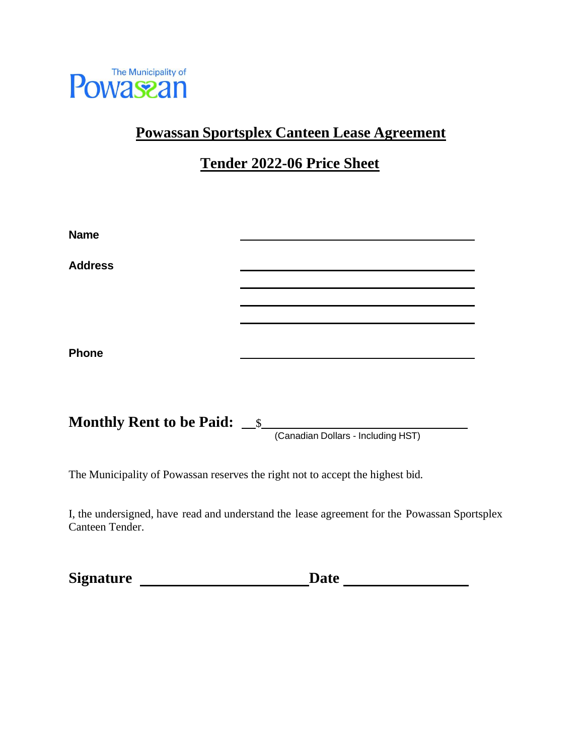The Municipality of Powassan

## Powassan Sportsplex Canteen Lease Agreement

## Tender 2022-06 Price Sheet

**Name** ______________________________

**Address** ______________________________

______________________________

______________________________

______________________________

**Phone** ______________________________

**Monthly Rent to be Paid:** __$______________________________
(Canadian Dollars - Including HST)

The Municipality of Powassan reserves the right not to accept the highest bid.

I, the undersigned, have read and understand the lease agreement for the Powassan Sportsplex Canteen Tender.

**Signature** ______________________ **Date** ________________